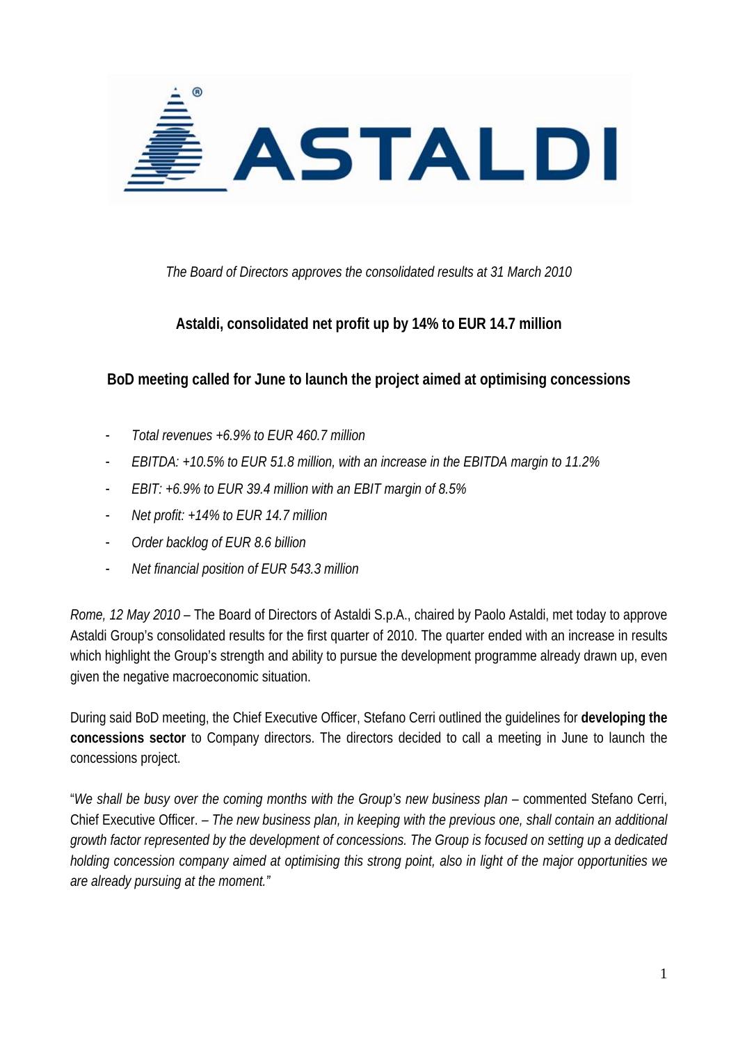*The Board of Directors approves the consolidated results at 31 March 2010*

## Astaldi, consolidated net profit up by 14% to EUR 14.7 million

## BoD meeting called for June to launch the project aimed at optimising concessions

- *Total revenues +6.9% to EUR 460.7 million*
- *EBITDA: +10.5% to EUR 51.8 million, with an increase in the EBITDA margin to 11.2%*
- *EBIT: +6.9% to EUR 39.4 million with an EBIT margin of 8.5%*
- *Net profit: +14% to EUR 14.7 million*
- *Order backlog of EUR 8.6 billion*
- *Net financial position of EUR 543.3 million*

*Rome, 12 May 2010* – The Board of Directors of Astaldi S.p.A., chaired by Paolo Astaldi, met today to approve Astaldi Group's consolidated results for the first quarter of 2010. The quarter ended with an increase in results which highlight the Group's strength and ability to pursue the development programme already drawn up, even given the negative macroeconomic situation.

During said BoD meeting, the Chief Executive Officer, Stefano Cerri outlined the guidelines for **developing the concessions sector** to Company directors. The directors decided to call a meeting in June to launch the concessions project.

"*We shall be busy over the coming months with the Group's new business plan* – commented Stefano Cerri, Chief Executive Officer. – *The new business plan, in keeping with the previous one, shall contain an additional growth factor represented by the development of concessions. The Group is focused on setting up a dedicated holding concession company aimed at optimising this strong point, also in light of the major opportunities we are already pursuing at the moment."*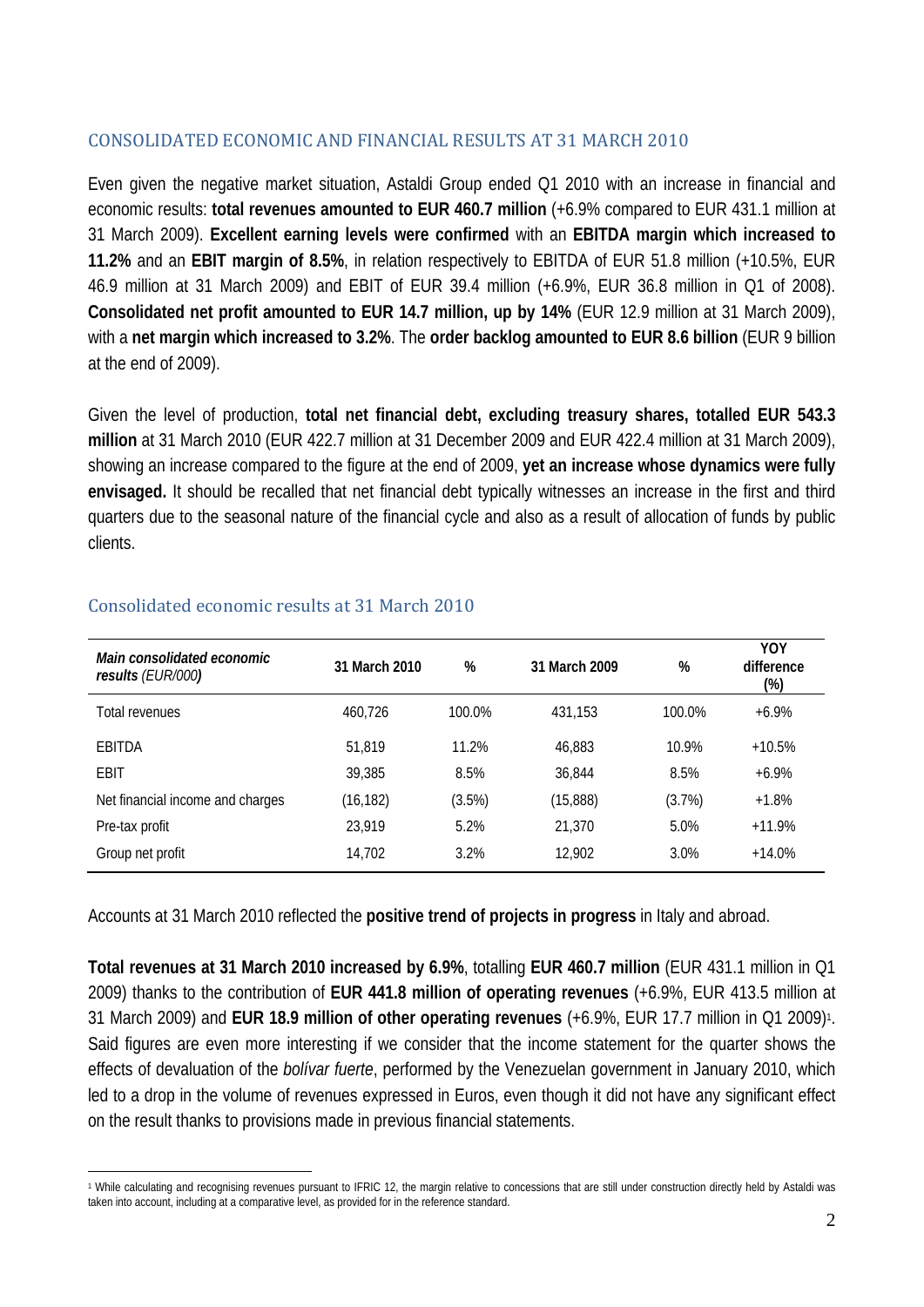## CONSOLIDATED ECONOMIC AND FINANCIAL RESULTS AT 31 MARCH 2010

Even given the negative market situation, Astaldi Group ended Q1 2010 with an increase in financial and economic results: **total revenues amounted to EUR 460.7 million** (+6.9% compared to EUR 431.1 million at 31 March 2009). **Excellent earning levels were confirmed** with an **EBITDA margin which increased to 11.2%** and an **EBIT margin of 8.5%**, in relation respectively to EBITDA of EUR 51.8 million (+10.5%, EUR 46.9 million at 31 March 2009) and EBIT of EUR 39.4 million (+6.9%, EUR 36.8 million in Q1 of 2008). **Consolidated net profit amounted to EUR 14.7 million, up by 14%** (EUR 12.9 million at 31 March 2009), with a **net margin which increased to 3.2%**. The **order backlog amounted to EUR 8.6 billion** (EUR 9 billion at the end of 2009).

Given the level of production, **total net financial debt, excluding treasury shares, totalled EUR 543.3 million** at 31 March 2010 (EUR 422.7 million at 31 December 2009 and EUR 422.4 million at 31 March 2009), showing an increase compared to the figure at the end of 2009, **yet an increase whose dynamics were fully envisaged.** It should be recalled that net financial debt typically witnesses an increase in the first and third quarters due to the seasonal nature of the financial cycle and also as a result of allocation of funds by public clients.

### Consolidated economic results at 31 March 2010

| ***Main consolidated economic results** (EUR/000)* | **31 March 2010** | **%** | **31 March 2009** | **%** | **YOY difference (%)** |
|---|---|---|---|---|---|
| Total revenues | 460,726 | 100.0% | 431,153 | 100.0% | +6.9% |
| EBITDA | 51,819 | 11.2% | 46,883 | 10.9% | +10.5% |
| EBIT | 39,385 | 8.5% | 36,844 | 8.5% | +6.9% |
| Net financial income and charges | (16,182) | (3.5%) | (15,888) | (3.7%) | +1.8% |
| Pre-tax profit | 23,919 | 5.2% | 21,370 | 5.0% | +11.9% |
| Group net profit | 14,702 | 3.2% | 12,902 | 3.0% | +14.0% |

Accounts at 31 March 2010 reflected the **positive trend of projects in progress** in Italy and abroad.

**Total revenues at 31 March 2010 increased by 6.9%**, totalling **EUR 460.7 million** (EUR 431.1 million in Q1 2009) thanks to the contribution of **EUR 441.8 million of operating revenues** (+6.9%, EUR 413.5 million at 31 March 2009) and **EUR 18.9 million of other operating revenues** (+6.9%, EUR 17.7 million in Q1 2009)[1]. Said figures are even more interesting if we consider that the income statement for the quarter shows the effects of devaluation of the *bolívar fuerte*, performed by the Venezuelan government in January 2010, which led to a drop in the volume of revenues expressed in Euros, even though it did not have any significant effect on the result thanks to provisions made in previous financial statements.

[1] While calculating and recognising revenues pursuant to IFRIC 12, the margin relative to concessions that are still under construction directly held by Astaldi was taken into account, including at a comparative level, as provided for in the reference standard.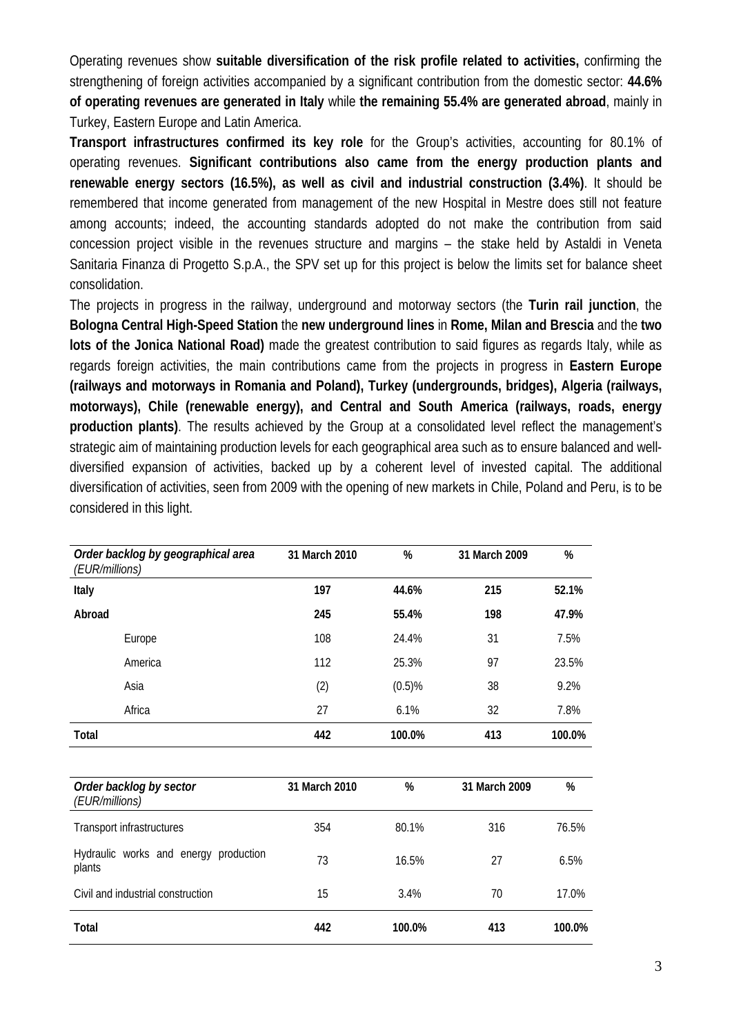Operating revenues show **suitable diversification of the risk profile related to activities,** confirming the strengthening of foreign activities accompanied by a significant contribution from the domestic sector: **44.6% of operating revenues are generated in Italy** while **the remaining 55.4% are generated abroad**, mainly in Turkey, Eastern Europe and Latin America.

**Transport infrastructures confirmed its key role** for the Group's activities, accounting for 80.1% of operating revenues. **Significant contributions also came from the energy production plants and renewable energy sectors (16.5%), as well as civil and industrial construction (3.4%)**. It should be remembered that income generated from management of the new Hospital in Mestre does still not feature among accounts; indeed, the accounting standards adopted do not make the contribution from said concession project visible in the revenues structure and margins – the stake held by Astaldi in Veneta Sanitaria Finanza di Progetto S.p.A., the SPV set up for this project is below the limits set for balance sheet consolidation.

The projects in progress in the railway, underground and motorway sectors (the **Turin rail junction**, the **Bologna Central High-Speed Station** the **new underground lines** in **Rome, Milan and Brescia** and the **two lots of the Jonica National Road)** made the greatest contribution to said figures as regards Italy, while as regards foreign activities, the main contributions came from the projects in progress in **Eastern Europe (railways and motorways in Romania and Poland), Turkey (undergrounds, bridges), Algeria (railways, motorways), Chile (renewable energy), and Central and South America (railways, roads, energy production plants)**. The results achieved by the Group at a consolidated level reflect the management's strategic aim of maintaining production levels for each geographical area such as to ensure balanced and well-diversified expansion of activities, backed up by a coherent level of invested capital. The additional diversification of activities, seen from 2009 with the opening of new markets in Chile, Poland and Peru, is to be considered in this light.

| *Order backlog by geographical area (EUR/millions)* | 31 March 2010 | % | 31 March 2009 | % |
|---|---|---|---|---|
| **Italy** | **197** | **44.6%** | **215** | **52.1%** |
| **Abroad** | **245** | **55.4%** | **198** | **47.9%** |
| Europe | 108 | 24.4% | 31 | 7.5% |
| America | 112 | 25.3% | 97 | 23.5% |
| Asia | (2) | (0.5)% | 38 | 9.2% |
| Africa | 27 | 6.1% | 32 | 7.8% |
| **Total** | **442** | **100.0%** | **413** | **100.0%** |

| *Order backlog by sector (EUR/millions)* | 31 March 2010 | % | 31 March 2009 | % |
|---|---|---|---|---|
| Transport infrastructures | 354 | 80.1% | 316 | 76.5% |
| Hydraulic works and energy production plants | 73 | 16.5% | 27 | 6.5% |
| Civil and industrial construction | 15 | 3.4% | 70 | 17.0% |
| **Total** | **442** | **100.0%** | **413** | **100.0%** |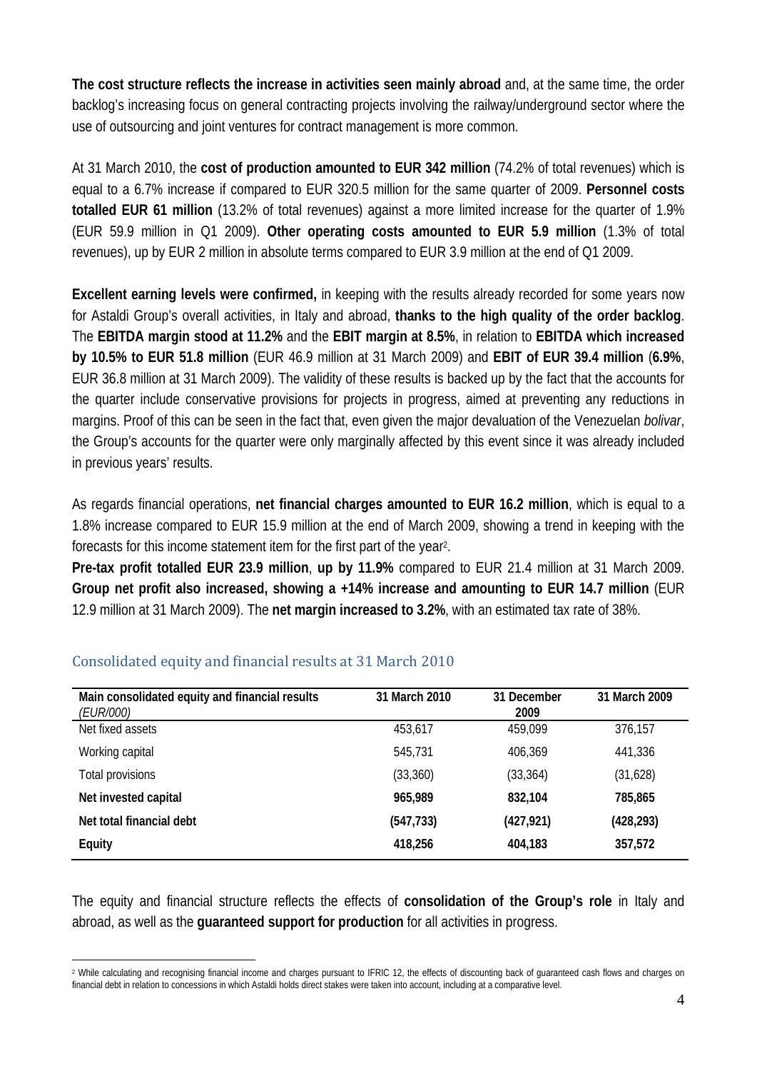**The cost structure reflects the increase in activities seen mainly abroad** and, at the same time, the order backlog's increasing focus on general contracting projects involving the railway/underground sector where the use of outsourcing and joint ventures for contract management is more common.

At 31 March 2010, the **cost of production amounted to EUR 342 million** (74.2% of total revenues) which is equal to a 6.7% increase if compared to EUR 320.5 million for the same quarter of 2009. **Personnel costs totalled EUR 61 million** (13.2% of total revenues) against a more limited increase for the quarter of 1.9% (EUR 59.9 million in Q1 2009). **Other operating costs amounted to EUR 5.9 million** (1.3% of total revenues), up by EUR 2 million in absolute terms compared to EUR 3.9 million at the end of Q1 2009.

**Excellent earning levels were confirmed,** in keeping with the results already recorded for some years now for Astaldi Group's overall activities, in Italy and abroad, **thanks to the high quality of the order backlog**. The **EBITDA margin stood at 11.2%** and the **EBIT margin at 8.5%**, in relation to **EBITDA which increased by 10.5% to EUR 51.8 million** (EUR 46.9 million at 31 March 2009) and **EBIT of EUR 39.4 million** (**6.9%**, EUR 36.8 million at 31 March 2009). The validity of these results is backed up by the fact that the accounts for the quarter include conservative provisions for projects in progress, aimed at preventing any reductions in margins. Proof of this can be seen in the fact that, even given the major devaluation of the Venezuelan *bolivar*, the Group's accounts for the quarter were only marginally affected by this event since it was already included in previous years' results.

As regards financial operations, **net financial charges amounted to EUR 16.2 million**, which is equal to a 1.8% increase compared to EUR 15.9 million at the end of March 2009, showing a trend in keeping with the forecasts for this income statement item for the first part of the year[2].

**Pre-tax profit totalled EUR 23.9 million**, **up by 11.9%** compared to EUR 21.4 million at 31 March 2009. **Group net profit also increased, showing a +14% increase and amounting to EUR 14.7 million** (EUR 12.9 million at 31 March 2009). The **net margin increased to 3.2%**, with an estimated tax rate of 38%.

## Consolidated equity and financial results at 31 March 2010

| Main consolidated equity and financial results *(EUR/000)* | 31 March 2010 | 31 December 2009 | 31 March 2009 |
|---|---|---|---|
| Net fixed assets | 453,617 | 459,099 | 376,157 |
| Working capital | 545,731 | 406,369 | 441,336 |
| Total provisions | (33,360) | (33,364) | (31,628) |
| **Net invested capital** | **965,989** | **832,104** | **785,865** |
| **Net total financial debt** | **(547,733)** | **(427,921)** | **(428,293)** |
| **Equity** | **418,256** | **404,183** | **357,572** |

The equity and financial structure reflects the effects of **consolidation of the Group's role** in Italy and abroad, as well as the **guaranteed support for production** for all activities in progress.

[2] While calculating and recognising financial income and charges pursuant to IFRIC 12, the effects of discounting back of guaranteed cash flows and charges on financial debt in relation to concessions in which Astaldi holds direct stakes were taken into account, including at a comparative level.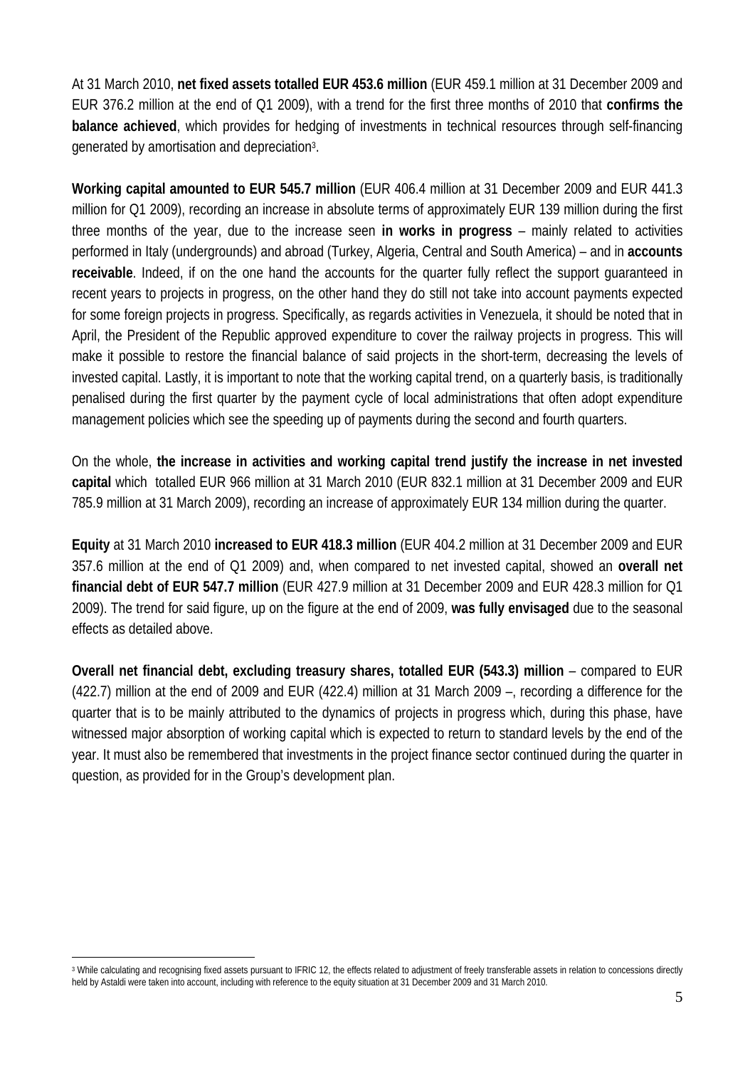At 31 March 2010, **net fixed assets totalled EUR 453.6 million** (EUR 459.1 million at 31 December 2009 and EUR 376.2 million at the end of Q1 2009), with a trend for the first three months of 2010 that **confirms the balance achieved**, which provides for hedging of investments in technical resources through self-financing generated by amortisation and depreciation[3].

**Working capital amounted to EUR 545.7 million** (EUR 406.4 million at 31 December 2009 and EUR 441.3 million for Q1 2009), recording an increase in absolute terms of approximately EUR 139 million during the first three months of the year, due to the increase seen **in works in progress** – mainly related to activities performed in Italy (undergrounds) and abroad (Turkey, Algeria, Central and South America) – and in **accounts receivable**. Indeed, if on the one hand the accounts for the quarter fully reflect the support guaranteed in recent years to projects in progress, on the other hand they do still not take into account payments expected for some foreign projects in progress. Specifically, as regards activities in Venezuela, it should be noted that in April, the President of the Republic approved expenditure to cover the railway projects in progress. This will make it possible to restore the financial balance of said projects in the short-term, decreasing the levels of invested capital. Lastly, it is important to note that the working capital trend, on a quarterly basis, is traditionally penalised during the first quarter by the payment cycle of local administrations that often adopt expenditure management policies which see the speeding up of payments during the second and fourth quarters.

On the whole, **the increase in activities and working capital trend justify the increase in net invested capital** which totalled EUR 966 million at 31 March 2010 (EUR 832.1 million at 31 December 2009 and EUR 785.9 million at 31 March 2009), recording an increase of approximately EUR 134 million during the quarter.

**Equity** at 31 March 2010 **increased to EUR 418.3 million** (EUR 404.2 million at 31 December 2009 and EUR 357.6 million at the end of Q1 2009) and, when compared to net invested capital, showed an **overall net financial debt of EUR 547.7 million** (EUR 427.9 million at 31 December 2009 and EUR 428.3 million for Q1 2009). The trend for said figure, up on the figure at the end of 2009, **was fully envisaged** due to the seasonal effects as detailed above.

**Overall net financial debt, excluding treasury shares, totalled EUR (543.3) million** – compared to EUR (422.7) million at the end of 2009 and EUR (422.4) million at 31 March 2009 –, recording a difference for the quarter that is to be mainly attributed to the dynamics of projects in progress which, during this phase, have witnessed major absorption of working capital which is expected to return to standard levels by the end of the year. It must also be remembered that investments in the project finance sector continued during the quarter in question, as provided for in the Group's development plan.

---

[3] While calculating and recognising fixed assets pursuant to IFRIC 12, the effects related to adjustment of freely transferable assets in relation to concessions directly held by Astaldi were taken into account, including with reference to the equity situation at 31 December 2009 and 31 March 2010.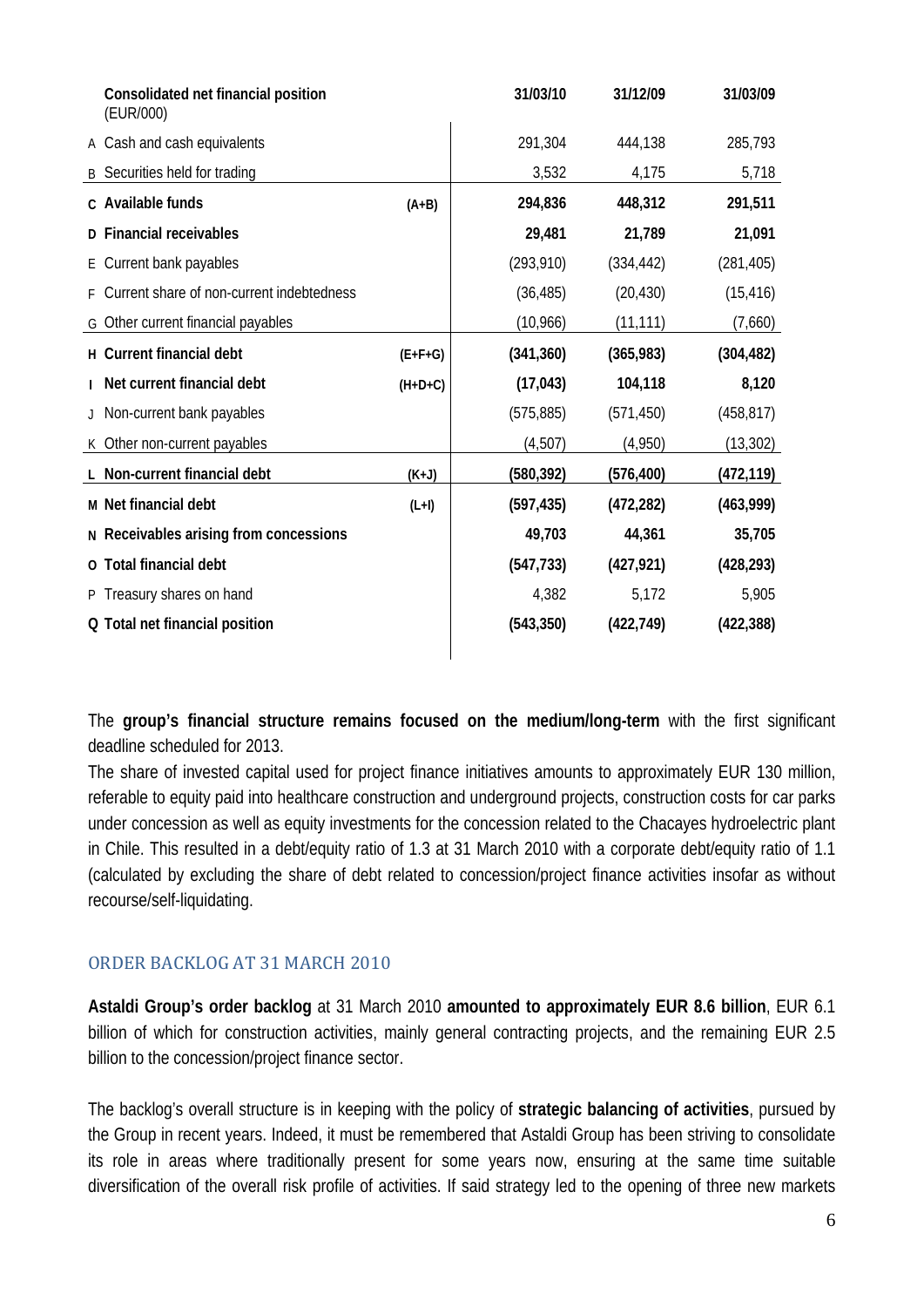| | Consolidated net financial position (EUR/000) | | 31/03/10 | 31/12/09 | 31/03/09 |
|---|---|---|---|---|---|
| A | Cash and cash equivalents | | 291,304 | 444,138 | 285,793 |
| B | Securities held for trading | | 3,532 | 4,175 | 5,718 |
| C | **Available funds** | **(A+B)** | **294,836** | **448,312** | **291,511** |
| D | **Financial receivables** | | **29,481** | **21,789** | **21,091** |
| E | Current bank payables | | (293,910) | (334,442) | (281,405) |
| F | Current share of non-current indebtedness | | (36,485) | (20,430) | (15,416) |
| G | Other current financial payables | | (10,966) | (11,111) | (7,660) |
| H | **Current financial debt** | **(E+F+G)** | **(341,360)** | **(365,983)** | **(304,482)** |
| I | **Net current financial debt** | **(H+D+C)** | **(17,043)** | **104,118** | **8,120** |
| J | Non-current bank payables | | (575,885) | (571,450) | (458,817) |
| K | Other non-current payables | | (4,507) | (4,950) | (13,302) |
| L | **Non-current financial debt** | **(K+J)** | **(580,392)** | **(576,400)** | **(472,119)** |
| M | **Net financial debt** | **(L+I)** | **(597,435)** | **(472,282)** | **(463,999)** |
| N | **Receivables arising from concessions** | | **49,703** | **44,361** | **35,705** |
| O | **Total financial debt** | | **(547,733)** | **(427,921)** | **(428,293)** |
| P | Treasury shares on hand | | 4,382 | 5,172 | 5,905 |
| Q | **Total net financial position** | | **(543,350)** | **(422,749)** | **(422,388)** |

The **group's financial structure remains focused on the medium/long-term** with the first significant deadline scheduled for 2013.

The share of invested capital used for project finance initiatives amounts to approximately EUR 130 million, referable to equity paid into healthcare construction and underground projects, construction costs for car parks under concession as well as equity investments for the concession related to the Chacayes hydroelectric plant in Chile. This resulted in a debt/equity ratio of 1.3 at 31 March 2010 with a corporate debt/equity ratio of 1.1 (calculated by excluding the share of debt related to concession/project finance activities insofar as without recourse/self-liquidating.

## ORDER BACKLOG AT 31 MARCH 2010

**Astaldi Group's order backlog** at 31 March 2010 **amounted to approximately EUR 8.6 billion**, EUR 6.1 billion of which for construction activities, mainly general contracting projects, and the remaining EUR 2.5 billion to the concession/project finance sector.

The backlog's overall structure is in keeping with the policy of **strategic balancing of activities**, pursued by the Group in recent years. Indeed, it must be remembered that Astaldi Group has been striving to consolidate its role in areas where traditionally present for some years now, ensuring at the same time suitable diversification of the overall risk profile of activities. If said strategy led to the opening of three new markets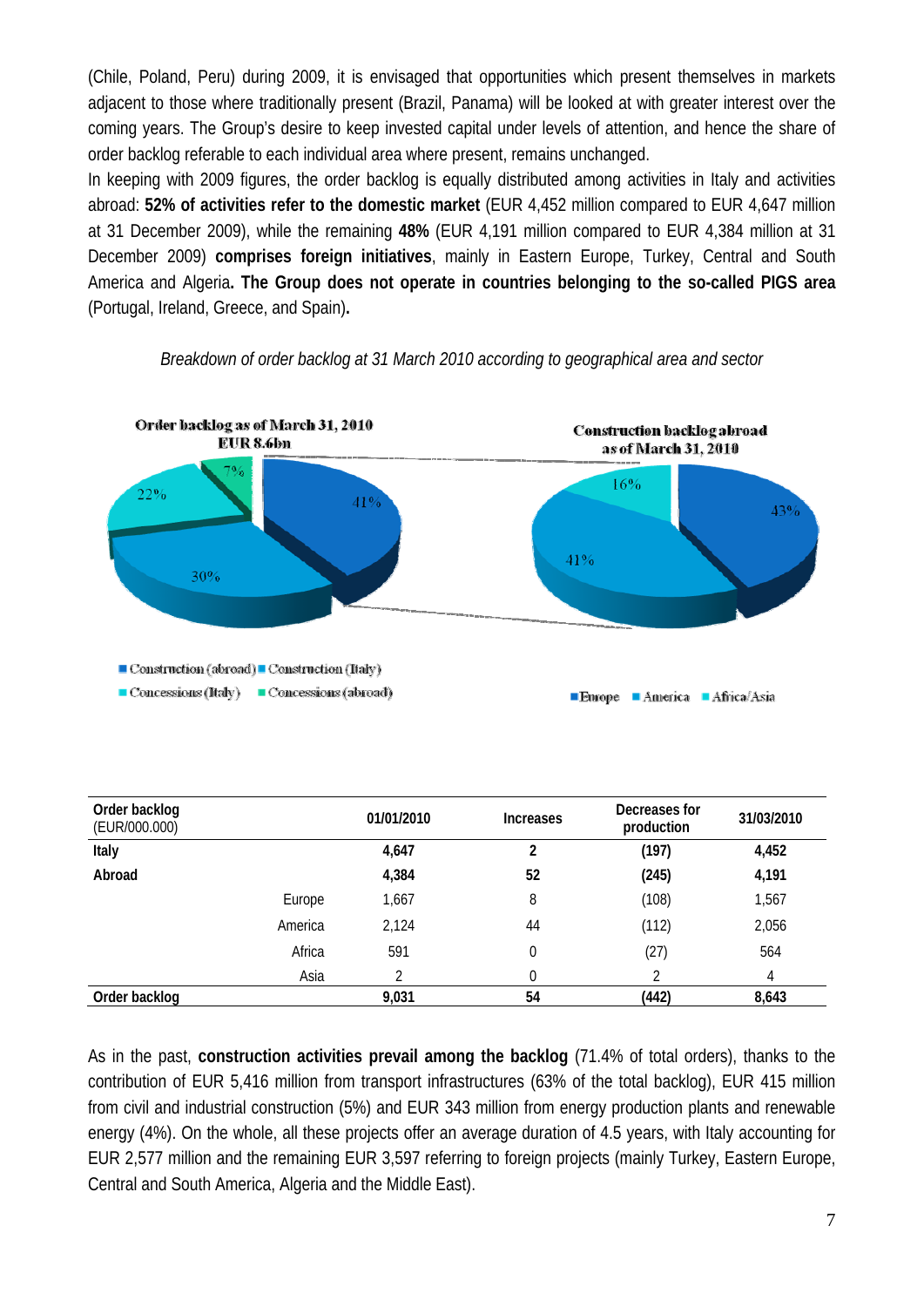(Chile, Poland, Peru) during 2009, it is envisaged that opportunities which present themselves in markets adjacent to those where traditionally present (Brazil, Panama) will be looked at with greater interest over the coming years. The Group's desire to keep invested capital under levels of attention, and hence the share of order backlog referable to each individual area where present, remains unchanged.

In keeping with 2009 figures, the order backlog is equally distributed among activities in Italy and activities abroad: **52% of activities refer to the domestic market** (EUR 4,452 million compared to EUR 4,647 million at 31 December 2009), while the remaining **48%** (EUR 4,191 million compared to EUR 4,384 million at 31 December 2009) **comprises foreign initiatives**, mainly in Eastern Europe, Turkey, Central and South America and Algeria**. The Group does not operate in countries belonging to the so-called PIGS area** (Portugal, Ireland, Greece, and Spain)**.**

*Breakdown of order backlog at 31 March 2010 according to geographical area and sector*

Order backlog as of March 31, 2010
EUR 8.6bn

- Construction (abroad): 41%
- Construction (Italy): 30%
- Concessions (Italy): 22%
- Concessions (abroad): 7%

Construction backlog abroad as of March 31, 2010

- Europe: 43%
- America: 41%
- Africa/Asia: 16%

| Order backlog (EUR/000.000) | | 01/01/2010 | Increases | Decreases for production | 31/03/2010 |
|---|---|---|---|---|---|
| **Italy** | | **4,647** | **2** | **(197)** | **4,452** |
| **Abroad** | | **4,384** | **52** | **(245)** | **4,191** |
| | Europe | 1,667 | 8 | (108) | 1,567 |
| | America | 2,124 | 44 | (112) | 2,056 |
| | Africa | 591 | 0 | (27) | 564 |
| | Asia | 2 | 0 | 2 | 4 |
| **Order backlog** | | **9,031** | **54** | **(442)** | **8,643** |

As in the past, **construction activities prevail among the backlog** (71.4% of total orders), thanks to the contribution of EUR 5,416 million from transport infrastructures (63% of the total backlog), EUR 415 million from civil and industrial construction (5%) and EUR 343 million from energy production plants and renewable energy (4%). On the whole, all these projects offer an average duration of 4.5 years, with Italy accounting for EUR 2,577 million and the remaining EUR 3,597 referring to foreign projects (mainly Turkey, Eastern Europe, Central and South America, Algeria and the Middle East).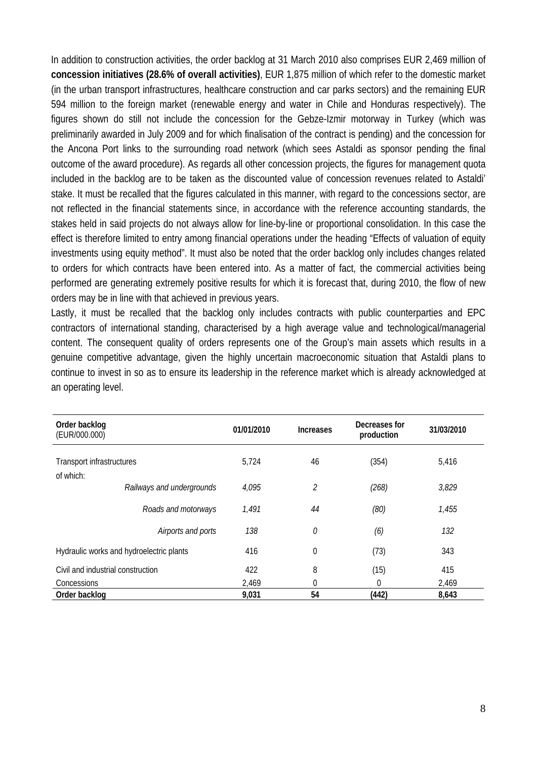In addition to construction activities, the order backlog at 31 March 2010 also comprises EUR 2,469 million of **concession initiatives (28.6% of overall activities)**, EUR 1,875 million of which refer to the domestic market (in the urban transport infrastructures, healthcare construction and car parks sectors) and the remaining EUR 594 million to the foreign market (renewable energy and water in Chile and Honduras respectively). The figures shown do still not include the concession for the Gebze-Izmir motorway in Turkey (which was preliminarily awarded in July 2009 and for which finalisation of the contract is pending) and the concession for the Ancona Port links to the surrounding road network (which sees Astaldi as sponsor pending the final outcome of the award procedure). As regards all other concession projects, the figures for management quota included in the backlog are to be taken as the discounted value of concession revenues related to Astaldi' stake. It must be recalled that the figures calculated in this manner, with regard to the concessions sector, are not reflected in the financial statements since, in accordance with the reference accounting standards, the stakes held in said projects do not always allow for line-by-line or proportional consolidation. In this case the effect is therefore limited to entry among financial operations under the heading "Effects of valuation of equity investments using equity method". It must also be noted that the order backlog only includes changes related to orders for which contracts have been entered into. As a matter of fact, the commercial activities being performed are generating extremely positive results for which it is forecast that, during 2010, the flow of new orders may be in line with that achieved in previous years.

Lastly, it must be recalled that the backlog only includes contracts with public counterparties and EPC contractors of international standing, characterised by a high average value and technological/managerial content. The consequent quality of orders represents one of the Group's main assets which results in a genuine competitive advantage, given the highly uncertain macroeconomic situation that Astaldi plans to continue to invest in so as to ensure its leadership in the reference market which is already acknowledged at an operating level.

| **Order backlog** (EUR/000.000) | **01/01/2010** | **Increases** | **Decreases for production** | **31/03/2010** |
|---|---|---|---|---|
| Transport infrastructures | 5,724 | 46 | (354) | 5,416 |
| of which: | | | | |
| *Railways and undergrounds* | *4,095* | *2* | *(268)* | *3,829* |
| *Roads and motorways* | *1,491* | *44* | *(80)* | *1,455* |
| *Airports and ports* | *138* | *0* | *(6)* | *132* |
| Hydraulic works and hydroelectric plants | 416 | 0 | (73) | 343 |
| Civil and industrial construction | 422 | 8 | (15) | 415 |
| Concessions | 2,469 | 0 | 0 | 2,469 |
| **Order backlog** | **9,031** | **54** | **(442)** | **8,643** |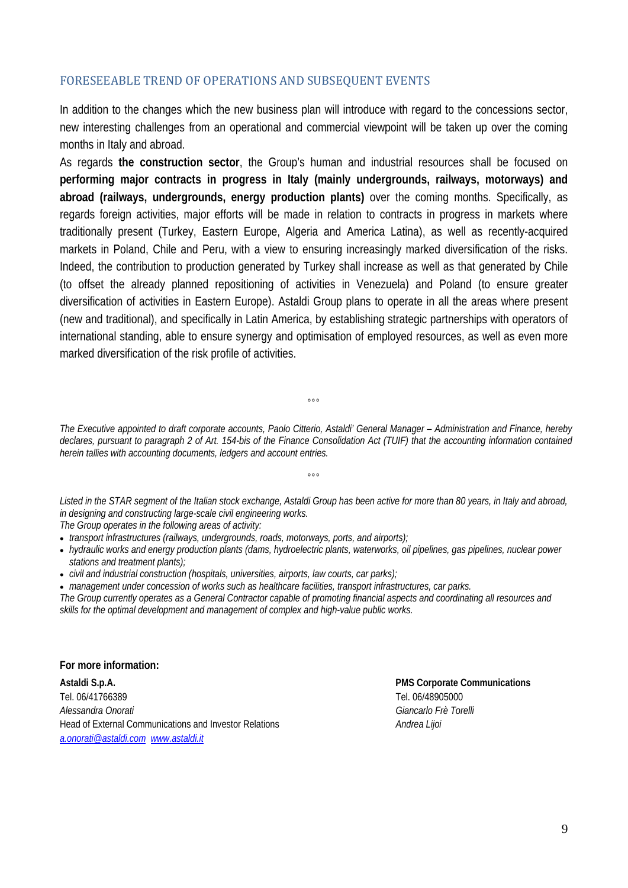## FORESEEABLE TREND OF OPERATIONS AND SUBSEQUENT EVENTS

In addition to the changes which the new business plan will introduce with regard to the concessions sector, new interesting challenges from an operational and commercial viewpoint will be taken up over the coming months in Italy and abroad.

As regards **the construction sector**, the Group's human and industrial resources shall be focused on **performing major contracts in progress in Italy (mainly undergrounds, railways, motorways) and abroad (railways, undergrounds, energy production plants)** over the coming months. Specifically, as regards foreign activities, major efforts will be made in relation to contracts in progress in markets where traditionally present (Turkey, Eastern Europe, Algeria and America Latina), as well as recently-acquired markets in Poland, Chile and Peru, with a view to ensuring increasingly marked diversification of the risks. Indeed, the contribution to production generated by Turkey shall increase as well as that generated by Chile (to offset the already planned repositioning of activities in Venezuela) and Poland (to ensure greater diversification of activities in Eastern Europe). Astaldi Group plans to operate in all the areas where present (new and traditional), and specifically in Latin America, by establishing strategic partnerships with operators of international standing, able to ensure synergy and optimisation of employed resources, as well as even more marked diversification of the risk profile of activities.

°°°

*The Executive appointed to draft corporate accounts, Paolo Citterio, Astaldi' General Manager – Administration and Finance, hereby declares, pursuant to paragraph 2 of Art. 154-bis of the Finance Consolidation Act (TUIF) that the accounting information contained herein tallies with accounting documents, ledgers and account entries.*

°°°

*Listed in the STAR segment of the Italian stock exchange, Astaldi Group has been active for more than 80 years, in Italy and abroad, in designing and constructing large-scale civil engineering works.*
*The Group operates in the following areas of activity:*

- *transport infrastructures (railways, undergrounds, roads, motorways, ports, and airports);*
- *hydraulic works and energy production plants (dams, hydroelectric plants, waterworks, oil pipelines, gas pipelines, nuclear power stations and treatment plants);*
- *civil and industrial construction (hospitals, universities, airports, law courts, car parks);*
- *management under concession of works such as healthcare facilities, transport infrastructures, car parks.*

*The Group currently operates as a General Contractor capable of promoting financial aspects and coordinating all resources and skills for the optimal development and management of complex and high-value public works.*

**For more information:**

**Astaldi S.p.A.**
Tel. 06/41766389
*Alessandra Onorati*
Head of External Communications and Investor Relations
*a.onorati@astaldi.com* *www.astaldi.it*

**PMS Corporate Communications**
Tel. 06/48905000
*Giancarlo Frè Torelli*
*Andrea Lijoi*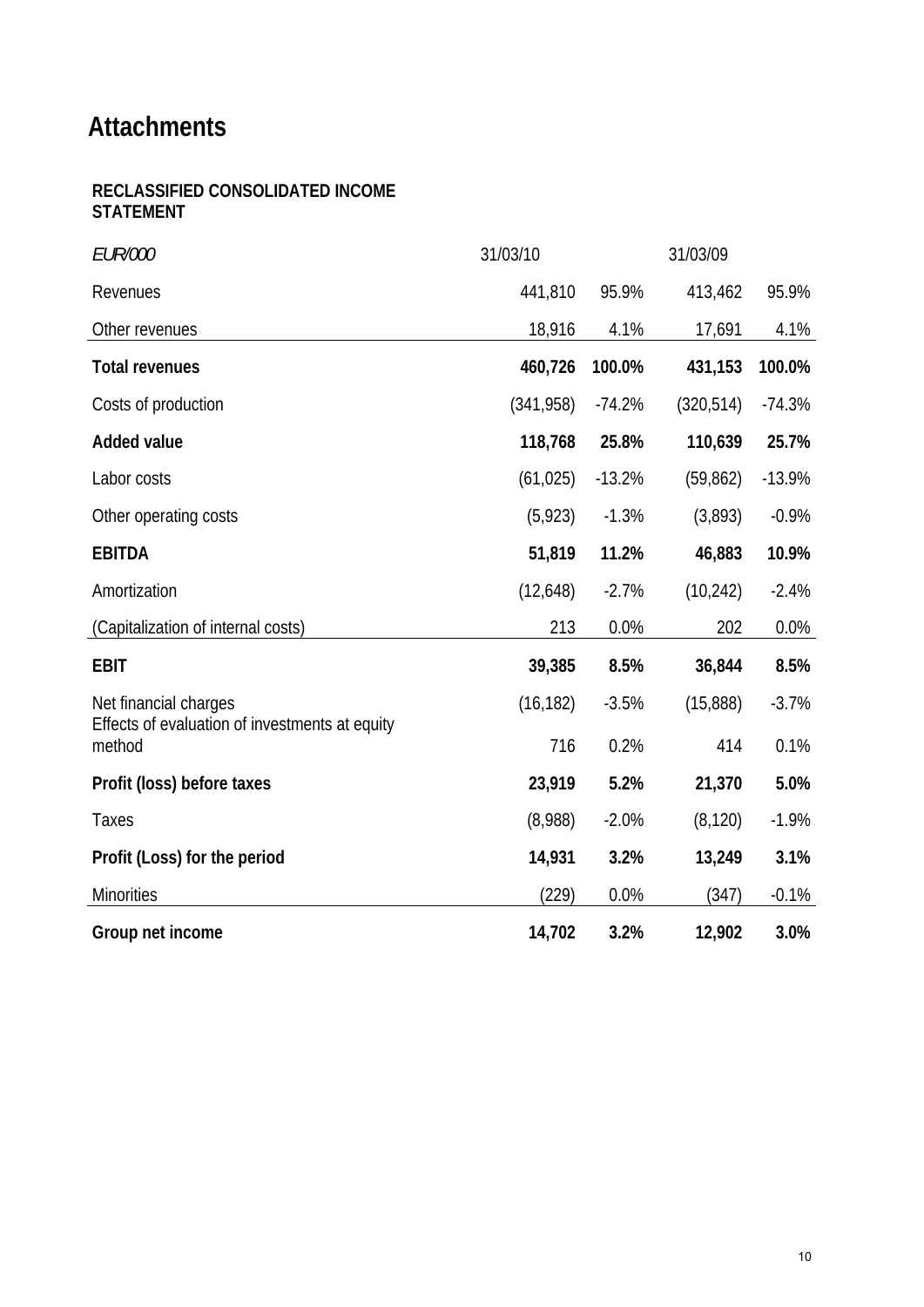# Attachments

**RECLASSIFIED CONSOLIDATED INCOME STATEMENT**

| *EUR/000* | 31/03/10 | | 31/03/09 | |
|---|---|---|---|---|
| Revenues | 441,810 | 95.9% | 413,462 | 95.9% |
| Other revenues | 18,916 | 4.1% | 17,691 | 4.1% |
| **Total revenues** | **460,726** | **100.0%** | **431,153** | **100.0%** |
| Costs of production | (341,958) | -74.2% | (320,514) | -74.3% |
| **Added value** | **118,768** | **25.8%** | **110,639** | **25.7%** |
| Labor costs | (61,025) | -13.2% | (59,862) | -13.9% |
| Other operating costs | (5,923) | -1.3% | (3,893) | -0.9% |
| **EBITDA** | **51,819** | **11.2%** | **46,883** | **10.9%** |
| Amortization | (12,648) | -2.7% | (10,242) | -2.4% |
| (Capitalization of internal costs) | 213 | 0.0% | 202 | 0.0% |
| **EBIT** | **39,385** | **8.5%** | **36,844** | **8.5%** |
| Net financial charges | (16,182) | -3.5% | (15,888) | -3.7% |
| Effects of evaluation of investments at equity method | 716 | 0.2% | 414 | 0.1% |
| **Profit (loss) before taxes** | **23,919** | **5.2%** | **21,370** | **5.0%** |
| Taxes | (8,988) | -2.0% | (8,120) | -1.9% |
| **Profit (Loss) for the period** | **14,931** | **3.2%** | **13,249** | **3.1%** |
| Minorities | (229) | 0.0% | (347) | -0.1% |
| **Group net income** | **14,702** | **3.2%** | **12,902** | **3.0%** |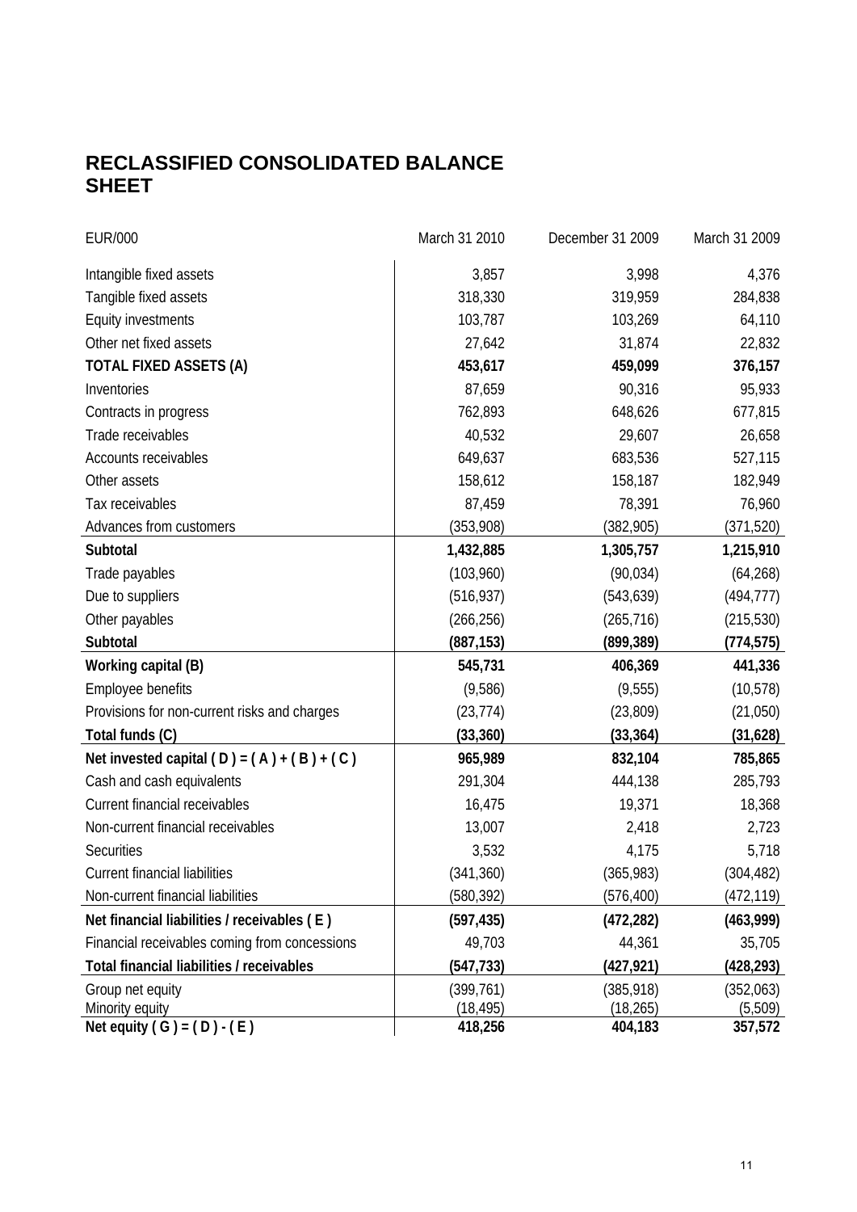# RECLASSIFIED CONSOLIDATED BALANCE SHEET

| EUR/000 | March 31 2010 | December 31 2009 | March 31 2009 |
|---|---|---|---|
| Intangible fixed assets | 3,857 | 3,998 | 4,376 |
| Tangible fixed assets | 318,330 | 319,959 | 284,838 |
| Equity investments | 103,787 | 103,269 | 64,110 |
| Other net fixed assets | 27,642 | 31,874 | 22,832 |
| **TOTAL FIXED ASSETS (A)** | **453,617** | **459,099** | **376,157** |
| Inventories | 87,659 | 90,316 | 95,933 |
| Contracts in progress | 762,893 | 648,626 | 677,815 |
| Trade receivables | 40,532 | 29,607 | 26,658 |
| Accounts receivables | 649,637 | 683,536 | 527,115 |
| Other assets | 158,612 | 158,187 | 182,949 |
| Tax receivables | 87,459 | 78,391 | 76,960 |
| Advances from customers | (353,908) | (382,905) | (371,520) |
| **Subtotal** | **1,432,885** | **1,305,757** | **1,215,910** |
| Trade payables | (103,960) | (90,034) | (64,268) |
| Due to suppliers | (516,937) | (543,639) | (494,777) |
| Other payables | (266,256) | (265,716) | (215,530) |
| **Subtotal** | **(887,153)** | **(899,389)** | **(774,575)** |
| **Working capital (B)** | **545,731** | **406,369** | **441,336** |
| Employee benefits | (9,586) | (9,555) | (10,578) |
| Provisions for non-current risks and charges | (23,774) | (23,809) | (21,050) |
| **Total funds (C)** | **(33,360)** | **(33,364)** | **(31,628)** |
| **Net invested capital ( D ) = ( A ) + ( B ) + ( C )** | **965,989** | **832,104** | **785,865** |
| Cash and cash equivalents | 291,304 | 444,138 | 285,793 |
| Current financial receivables | 16,475 | 19,371 | 18,368 |
| Non-current financial receivables | 13,007 | 2,418 | 2,723 |
| Securities | 3,532 | 4,175 | 5,718 |
| Current financial liabilities | (341,360) | (365,983) | (304,482) |
| Non-current financial liabilities | (580,392) | (576,400) | (472,119) |
| **Net financial liabilities / receivables ( E )** | **(597,435)** | **(472,282)** | **(463,999)** |
| Financial receivables coming from concessions | 49,703 | 44,361 | 35,705 |
| **Total financial liabilities / receivables** | **(547,733)** | **(427,921)** | **(428,293)** |
| Group net equity | (399,761) | (385,918) | (352,063) |
| Minority equity | (18,495) | (18,265) | (5,509) |
| **Net equity ( G ) = ( D ) - ( E )** | **418,256** | **404,183** | **357,572** |